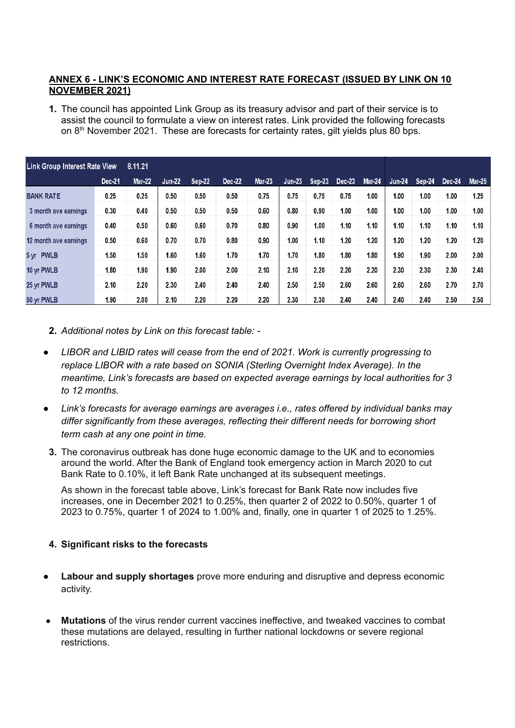## ANNEX 6 - LINK'S ECONOMIC AND INTEREST RATE FORECAST (ISSUED BY LINK ON 10 NOVEMBER 2021)

1. The council has appointed Link Group as its treasury advisor and part of their service is to assist the council to formulate a view on interest rates. Link provided the following forecasts on 8th November 2021. These are forecasts for certainty rates, gilt yields plus 80 bps.

| Link Group Interest Rate View 8.11.21 | Dec-21 | Mar-22 | Jun-22 | Sep-22 | Dec-22 | Mar-23 | Jun-23 | Sep-23 | Dec-23 | Mar-24 | Jun-24 | Sep-24 | Dec-24 | Mar-25 |
|---|---|---|---|---|---|---|---|---|---|---|---|---|---|---|
| BANK RATE | 0.25 | 0.25 | 0.50 | 0.50 | 0.50 | 0.75 | 0.75 | 0.75 | 0.75 | 1.00 | 1.00 | 1.00 | 1.00 | 1.25 |
| 3 month ave earnings | 0.30 | 0.40 | 0.50 | 0.50 | 0.50 | 0.60 | 0.80 | 0.90 | 1.00 | 1.00 | 1.00 | 1.00 | 1.00 | 1.00 |
| 6 month ave earnings | 0.40 | 0.50 | 0.60 | 0.60 | 0.70 | 0.80 | 0.90 | 1.00 | 1.10 | 1.10 | 1.10 | 1.10 | 1.10 | 1.10 |
| 12 month ave earnings | 0.50 | 0.60 | 0.70 | 0.70 | 0.80 | 0.90 | 1.00 | 1.10 | 1.20 | 1.20 | 1.20 | 1.20 | 1.20 | 1.20 |
| 5 yr PWLB | 1.50 | 1.50 | 1.60 | 1.60 | 1.70 | 1.70 | 1.70 | 1.80 | 1.80 | 1.80 | 1.90 | 1.90 | 2.00 | 2.00 |
| 10 yr PWLB | 1.80 | 1.90 | 1.90 | 2.00 | 2.00 | 2.10 | 2.10 | 2.20 | 2.20 | 2.20 | 2.30 | 2.30 | 2.30 | 2.40 |
| 25 yr PWLB | 2.10 | 2.20 | 2.30 | 2.40 | 2.40 | 2.40 | 2.50 | 2.50 | 2.60 | 2.60 | 2.60 | 2.60 | 2.70 | 2.70 |
| 50 yr PWLB | 1.90 | 2.00 | 2.10 | 2.20 | 2.20 | 2.20 | 2.30 | 2.30 | 2.40 | 2.40 | 2.40 | 2.40 | 2.50 | 2.50 |

2. *Additional notes by Link on this forecast table: -*

- *LIBOR and LIBID rates will cease from the end of 2021. Work is currently progressing to replace LIBOR with a rate based on SONIA (Sterling Overnight Index Average). In the meantime, Link's forecasts are based on expected average earnings by local authorities for 3 to 12 months.*
- *Link's forecasts for average earnings are averages i.e., rates offered by individual banks may differ significantly from these averages, reflecting their different needs for borrowing short term cash at any one point in time.*

3. The coronavirus outbreak has done huge economic damage to the UK and to economies around the world. After the Bank of England took emergency action in March 2020 to cut Bank Rate to 0.10%, it left Bank Rate unchanged at its subsequent meetings.

   As shown in the forecast table above, Link's forecast for Bank Rate now includes five increases, one in December 2021 to 0.25%, then quarter 2 of 2022 to 0.50%, quarter 1 of 2023 to 0.75%, quarter 1 of 2024 to 1.00% and, finally, one in quarter 1 of 2025 to 1.25%.

4. **Significant risks to the forecasts**

- **Labour and supply shortages** prove more enduring and disruptive and depress economic activity.
- **Mutations** of the virus render current vaccines ineffective, and tweaked vaccines to combat these mutations are delayed, resulting in further national lockdowns or severe regional restrictions.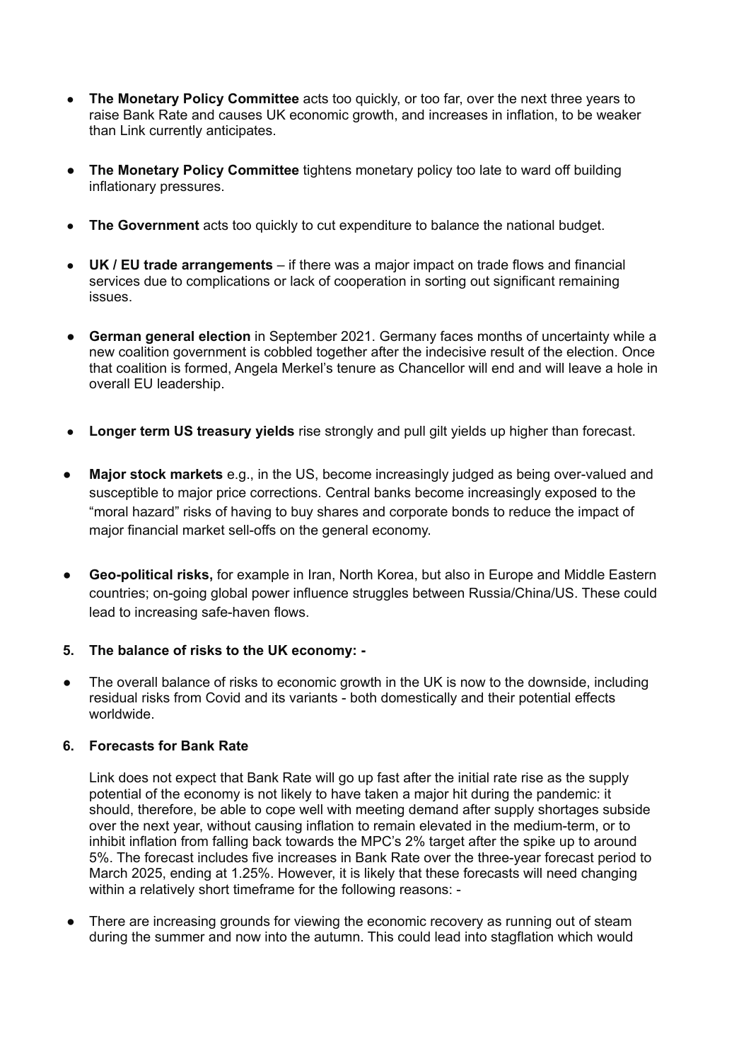- **The Monetary Policy Committee** acts too quickly, or too far, over the next three years to raise Bank Rate and causes UK economic growth, and increases in inflation, to be weaker than Link currently anticipates.

- **The Monetary Policy Committee** tightens monetary policy too late to ward off building inflationary pressures.

- **The Government** acts too quickly to cut expenditure to balance the national budget.

- **UK / EU trade arrangements** – if there was a major impact on trade flows and financial services due to complications or lack of cooperation in sorting out significant remaining issues.

- **German general election** in September 2021. Germany faces months of uncertainty while a new coalition government is cobbled together after the indecisive result of the election. Once that coalition is formed, Angela Merkel's tenure as Chancellor will end and will leave a hole in overall EU leadership.

- **Longer term US treasury yields** rise strongly and pull gilt yields up higher than forecast.

- **Major stock markets** e.g., in the US, become increasingly judged as being over-valued and susceptible to major price corrections. Central banks become increasingly exposed to the "moral hazard" risks of having to buy shares and corporate bonds to reduce the impact of major financial market sell-offs on the general economy.

- **Geo-political risks,** for example in Iran, North Korea, but also in Europe and Middle Eastern countries; on-going global power influence struggles between Russia/China/US. These could lead to increasing safe-haven flows.

**5. The balance of risks to the UK economy: -**

- The overall balance of risks to economic growth in the UK is now to the downside, including residual risks from Covid and its variants - both domestically and their potential effects worldwide.

**6. Forecasts for Bank Rate**

Link does not expect that Bank Rate will go up fast after the initial rate rise as the supply potential of the economy is not likely to have taken a major hit during the pandemic: it should, therefore, be able to cope well with meeting demand after supply shortages subside over the next year, without causing inflation to remain elevated in the medium-term, or to inhibit inflation from falling back towards the MPC's 2% target after the spike up to around 5%. The forecast includes five increases in Bank Rate over the three-year forecast period to March 2025, ending at 1.25%. However, it is likely that these forecasts will need changing within a relatively short timeframe for the following reasons: -

- There are increasing grounds for viewing the economic recovery as running out of steam during the summer and now into the autumn. This could lead into stagflation which would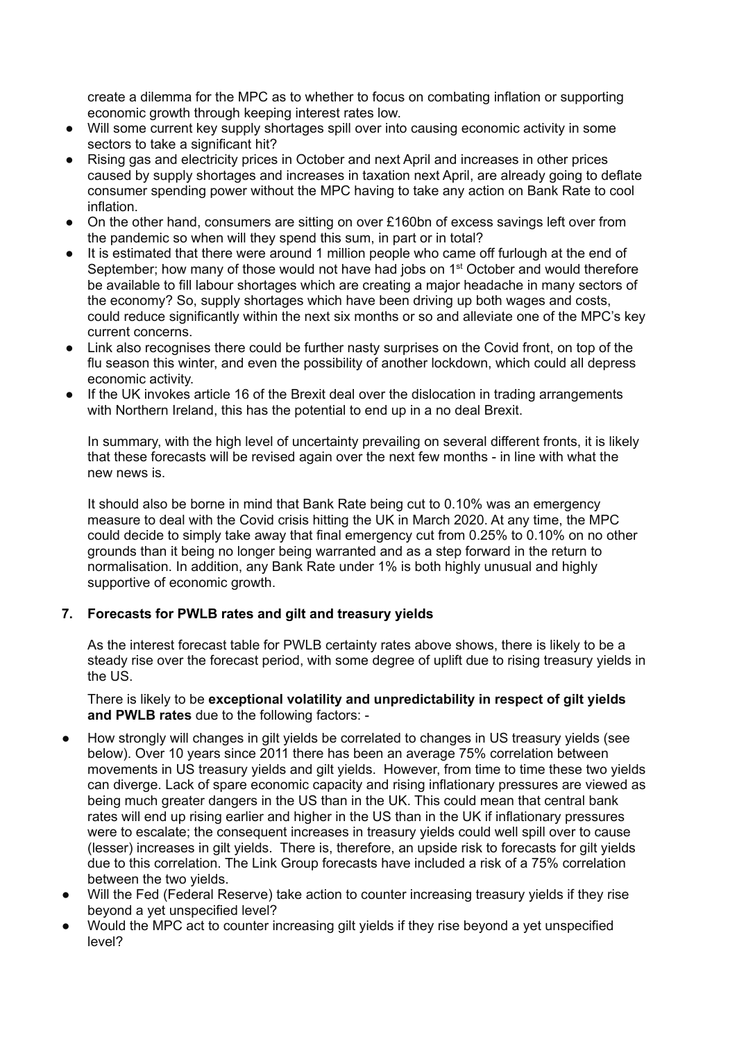create a dilemma for the MPC as to whether to focus on combating inflation or supporting economic growth through keeping interest rates low.

- Will some current key supply shortages spill over into causing economic activity in some sectors to take a significant hit?
- Rising gas and electricity prices in October and next April and increases in other prices caused by supply shortages and increases in taxation next April, are already going to deflate consumer spending power without the MPC having to take any action on Bank Rate to cool inflation.
- On the other hand, consumers are sitting on over £160bn of excess savings left over from the pandemic so when will they spend this sum, in part or in total?
- It is estimated that there were around 1 million people who came off furlough at the end of September; how many of those would not have had jobs on 1st October and would therefore be available to fill labour shortages which are creating a major headache in many sectors of the economy? So, supply shortages which have been driving up both wages and costs, could reduce significantly within the next six months or so and alleviate one of the MPC's key current concerns.
- Link also recognises there could be further nasty surprises on the Covid front, on top of the flu season this winter, and even the possibility of another lockdown, which could all depress economic activity.
- If the UK invokes article 16 of the Brexit deal over the dislocation in trading arrangements with Northern Ireland, this has the potential to end up in a no deal Brexit.

In summary, with the high level of uncertainty prevailing on several different fronts, it is likely that these forecasts will be revised again over the next few months - in line with what the new news is.

It should also be borne in mind that Bank Rate being cut to 0.10% was an emergency measure to deal with the Covid crisis hitting the UK in March 2020. At any time, the MPC could decide to simply take away that final emergency cut from 0.25% to 0.10% on no other grounds than it being no longer being warranted and as a step forward in the return to normalisation. In addition, any Bank Rate under 1% is both highly unusual and highly supportive of economic growth.

## 7. Forecasts for PWLB rates and gilt and treasury yields

As the interest forecast table for PWLB certainty rates above shows, there is likely to be a steady rise over the forecast period, with some degree of uplift due to rising treasury yields in the US.

There is likely to be **exceptional volatility and unpredictability in respect of gilt yields and PWLB rates** due to the following factors: -

- How strongly will changes in gilt yields be correlated to changes in US treasury yields (see below). Over 10 years since 2011 there has been an average 75% correlation between movements in US treasury yields and gilt yields. However, from time to time these two yields can diverge. Lack of spare economic capacity and rising inflationary pressures are viewed as being much greater dangers in the US than in the UK. This could mean that central bank rates will end up rising earlier and higher in the US than in the UK if inflationary pressures were to escalate; the consequent increases in treasury yields could well spill over to cause (lesser) increases in gilt yields. There is, therefore, an upside risk to forecasts for gilt yields due to this correlation. The Link Group forecasts have included a risk of a 75% correlation between the two yields.
- Will the Fed (Federal Reserve) take action to counter increasing treasury yields if they rise beyond a yet unspecified level?
- Would the MPC act to counter increasing gilt yields if they rise beyond a yet unspecified level?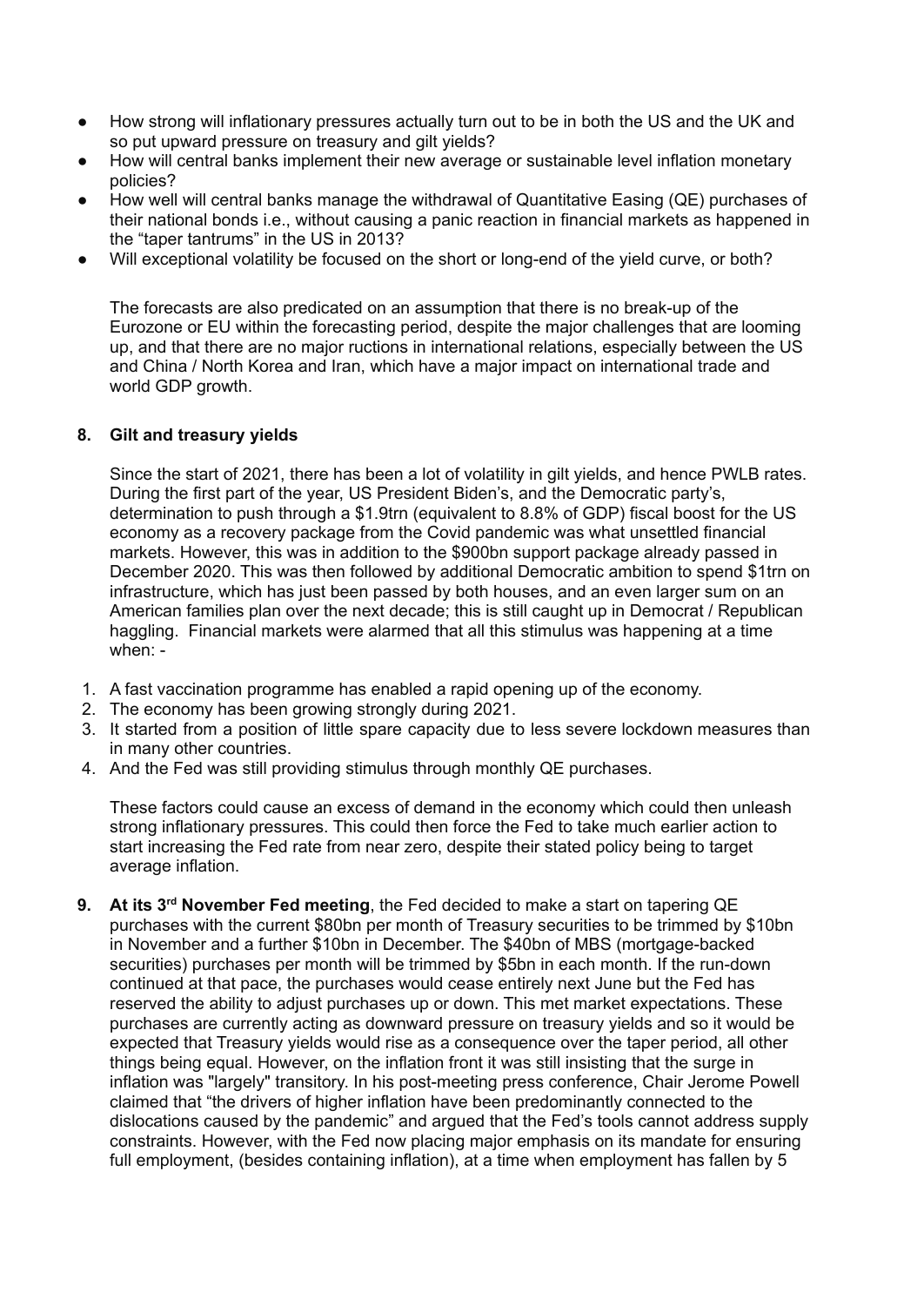- How strong will inflationary pressures actually turn out to be in both the US and the UK and so put upward pressure on treasury and gilt yields?
- How will central banks implement their new average or sustainable level inflation monetary policies?
- How well will central banks manage the withdrawal of Quantitative Easing (QE) purchases of their national bonds i.e., without causing a panic reaction in financial markets as happened in the "taper tantrums" in the US in 2013?
- Will exceptional volatility be focused on the short or long-end of the yield curve, or both?

The forecasts are also predicated on an assumption that there is no break-up of the Eurozone or EU within the forecasting period, despite the major challenges that are looming up, and that there are no major ructions in international relations, especially between the US and China / North Korea and Iran, which have a major impact on international trade and world GDP growth.

**8. Gilt and treasury yields**

Since the start of 2021, there has been a lot of volatility in gilt yields, and hence PWLB rates. During the first part of the year, US President Biden's, and the Democratic party's, determination to push through a $1.9trn (equivalent to 8.8% of GDP) fiscal boost for the US economy as a recovery package from the Covid pandemic was what unsettled financial markets. However, this was in addition to the $900bn support package already passed in December 2020. This was then followed by additional Democratic ambition to spend $1trn on infrastructure, which has just been passed by both houses, and an even larger sum on an American families plan over the next decade; this is still caught up in Democrat / Republican haggling. Financial markets were alarmed that all this stimulus was happening at a time when: -

1. A fast vaccination programme has enabled a rapid opening up of the economy.
2. The economy has been growing strongly during 2021.
3. It started from a position of little spare capacity due to less severe lockdown measures than in many other countries.
4. And the Fed was still providing stimulus through monthly QE purchases.

These factors could cause an excess of demand in the economy which could then unleash strong inflationary pressures. This could then force the Fed to take much earlier action to start increasing the Fed rate from near zero, despite their stated policy being to target average inflation.

**9. At its 3rd November Fed meeting**, the Fed decided to make a start on tapering QE purchases with the current $80bn per month of Treasury securities to be trimmed by $10bn in November and a further $10bn in December. The $40bn of MBS (mortgage-backed securities) purchases per month will be trimmed by $5bn in each month. If the run-down continued at that pace, the purchases would cease entirely next June but the Fed has reserved the ability to adjust purchases up or down. This met market expectations. These purchases are currently acting as downward pressure on treasury yields and so it would be expected that Treasury yields would rise as a consequence over the taper period, all other things being equal. However, on the inflation front it was still insisting that the surge in inflation was "largely" transitory. In his post-meeting press conference, Chair Jerome Powell claimed that "the drivers of higher inflation have been predominantly connected to the dislocations caused by the pandemic" and argued that the Fed's tools cannot address supply constraints. However, with the Fed now placing major emphasis on its mandate for ensuring full employment, (besides containing inflation), at a time when employment has fallen by 5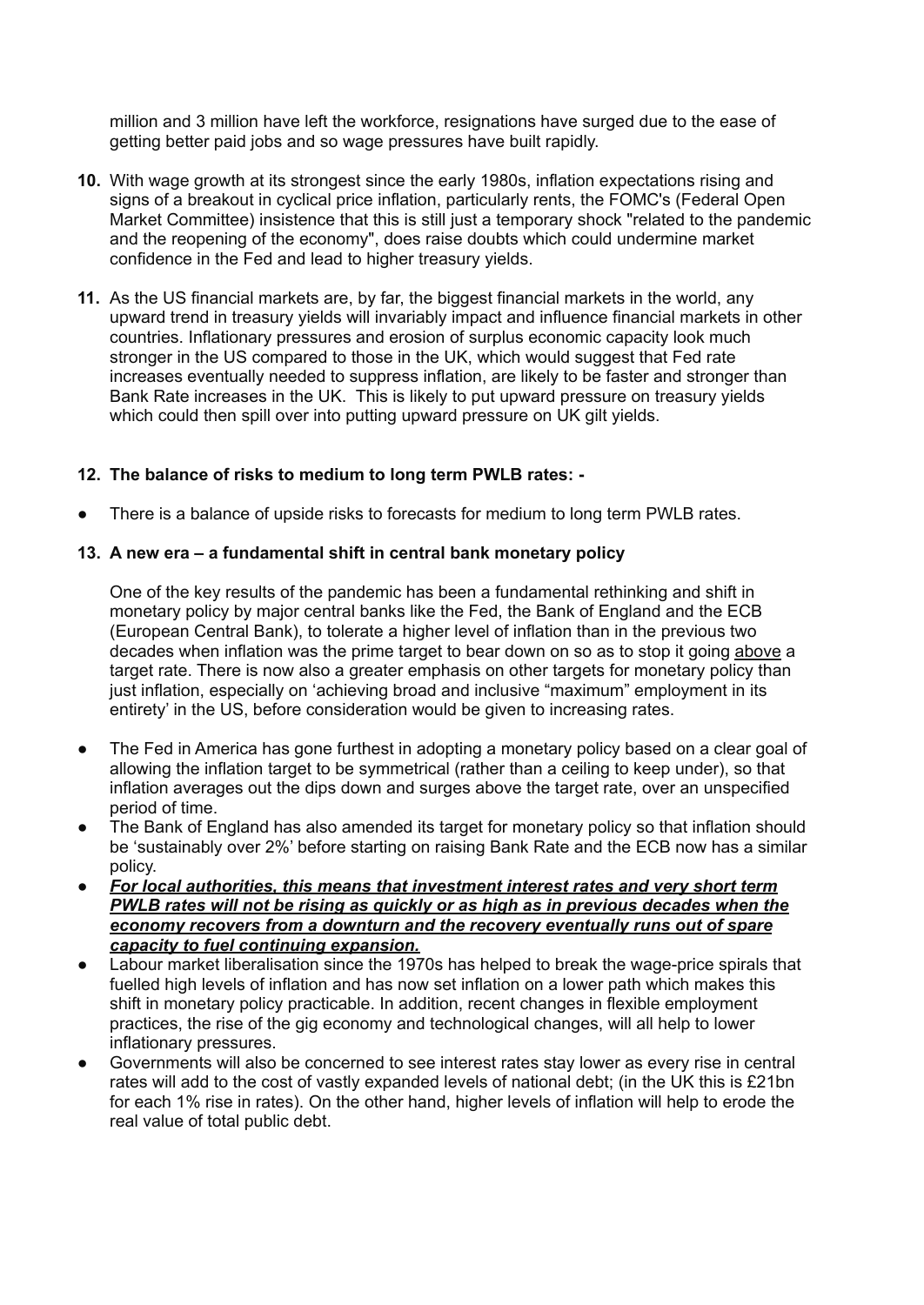million and 3 million have left the workforce, resignations have surged due to the ease of getting better paid jobs and so wage pressures have built rapidly.

10. With wage growth at its strongest since the early 1980s, inflation expectations rising and signs of a breakout in cyclical price inflation, particularly rents, the FOMC's (Federal Open Market Committee) insistence that this is still just a temporary shock "related to the pandemic and the reopening of the economy", does raise doubts which could undermine market confidence in the Fed and lead to higher treasury yields.

11. As the US financial markets are, by far, the biggest financial markets in the world, any upward trend in treasury yields will invariably impact and influence financial markets in other countries. Inflationary pressures and erosion of surplus economic capacity look much stronger in the US compared to those in the UK, which would suggest that Fed rate increases eventually needed to suppress inflation, are likely to be faster and stronger than Bank Rate increases in the UK. This is likely to put upward pressure on treasury yields which could then spill over into putting upward pressure on UK gilt yields.

**12. The balance of risks to medium to long term PWLB rates: -**

- There is a balance of upside risks to forecasts for medium to long term PWLB rates.

**13. A new era – a fundamental shift in central bank monetary policy**

One of the key results of the pandemic has been a fundamental rethinking and shift in monetary policy by major central banks like the Fed, the Bank of England and the ECB (European Central Bank), to tolerate a higher level of inflation than in the previous two decades when inflation was the prime target to bear down on so as to stop it going <u>above</u> a target rate. There is now also a greater emphasis on other targets for monetary policy than just inflation, especially on 'achieving broad and inclusive "maximum" employment in its entirety' in the US, before consideration would be given to increasing rates.

- The Fed in America has gone furthest in adopting a monetary policy based on a clear goal of allowing the inflation target to be symmetrical (rather than a ceiling to keep under), so that inflation averages out the dips down and surges above the target rate, over an unspecified period of time.
- The Bank of England has also amended its target for monetary policy so that inflation should be 'sustainably over 2%' before starting on raising Bank Rate and the ECB now has a similar policy.
- ***<u>For local authorities, this means that investment interest rates and very short term PWLB rates will not be rising as quickly or as high as in previous decades when the economy recovers from a downturn and the recovery eventually runs out of spare capacity to fuel continuing expansion.</u>***
- Labour market liberalisation since the 1970s has helped to break the wage-price spirals that fuelled high levels of inflation and has now set inflation on a lower path which makes this shift in monetary policy practicable. In addition, recent changes in flexible employment practices, the rise of the gig economy and technological changes, will all help to lower inflationary pressures.
- Governments will also be concerned to see interest rates stay lower as every rise in central rates will add to the cost of vastly expanded levels of national debt; (in the UK this is £21bn for each 1% rise in rates). On the other hand, higher levels of inflation will help to erode the real value of total public debt.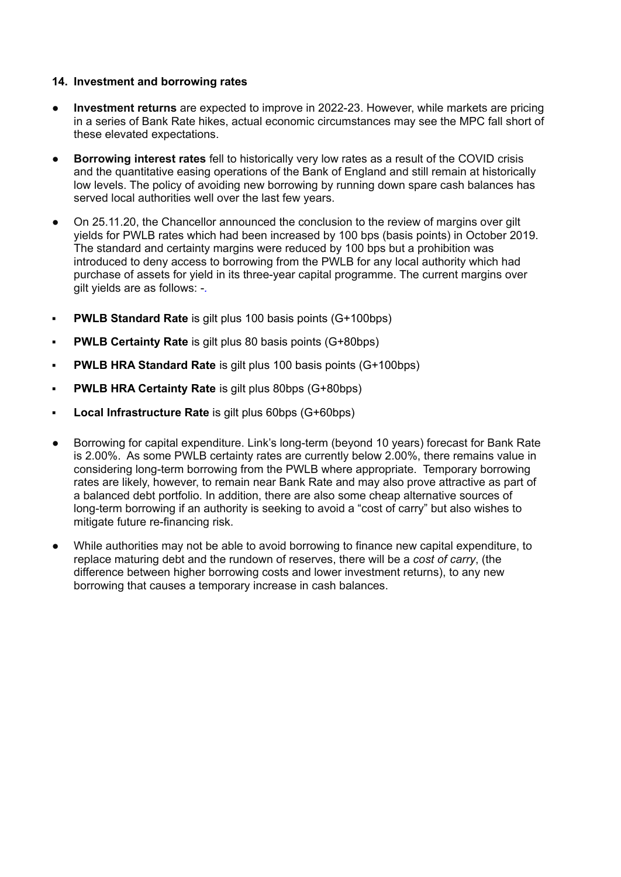## 14. Investment and borrowing rates

- **Investment returns** are expected to improve in 2022-23. However, while markets are pricing in a series of Bank Rate hikes, actual economic circumstances may see the MPC fall short of these elevated expectations.
- **Borrowing interest rates** fell to historically very low rates as a result of the COVID crisis and the quantitative easing operations of the Bank of England and still remain at historically low levels. The policy of avoiding new borrowing by running down spare cash balances has served local authorities well over the last few years.
- On 25.11.20, the Chancellor announced the conclusion to the review of margins over gilt yields for PWLB rates which had been increased by 100 bps (basis points) in October 2019. The standard and certainty margins were reduced by 100 bps but a prohibition was introduced to deny access to borrowing from the PWLB for any local authority which had purchase of assets for yield in its three-year capital programme. The current margins over gilt yields are as follows: -.

- **PWLB Standard Rate** is gilt plus 100 basis points (G+100bps)
- **PWLB Certainty Rate** is gilt plus 80 basis points (G+80bps)
- **PWLB HRA Standard Rate** is gilt plus 100 basis points (G+100bps)
- **PWLB HRA Certainty Rate** is gilt plus 80bps (G+80bps)
- **Local Infrastructure Rate** is gilt plus 60bps (G+60bps)

- Borrowing for capital expenditure. Link's long-term (beyond 10 years) forecast for Bank Rate is 2.00%. As some PWLB certainty rates are currently below 2.00%, there remains value in considering long-term borrowing from the PWLB where appropriate. Temporary borrowing rates are likely, however, to remain near Bank Rate and may also prove attractive as part of a balanced debt portfolio. In addition, there are also some cheap alternative sources of long-term borrowing if an authority is seeking to avoid a "cost of carry" but also wishes to mitigate future re-financing risk.
- While authorities may not be able to avoid borrowing to finance new capital expenditure, to replace maturing debt and the rundown of reserves, there will be a *cost of carry*, (the difference between higher borrowing costs and lower investment returns), to any new borrowing that causes a temporary increase in cash balances.